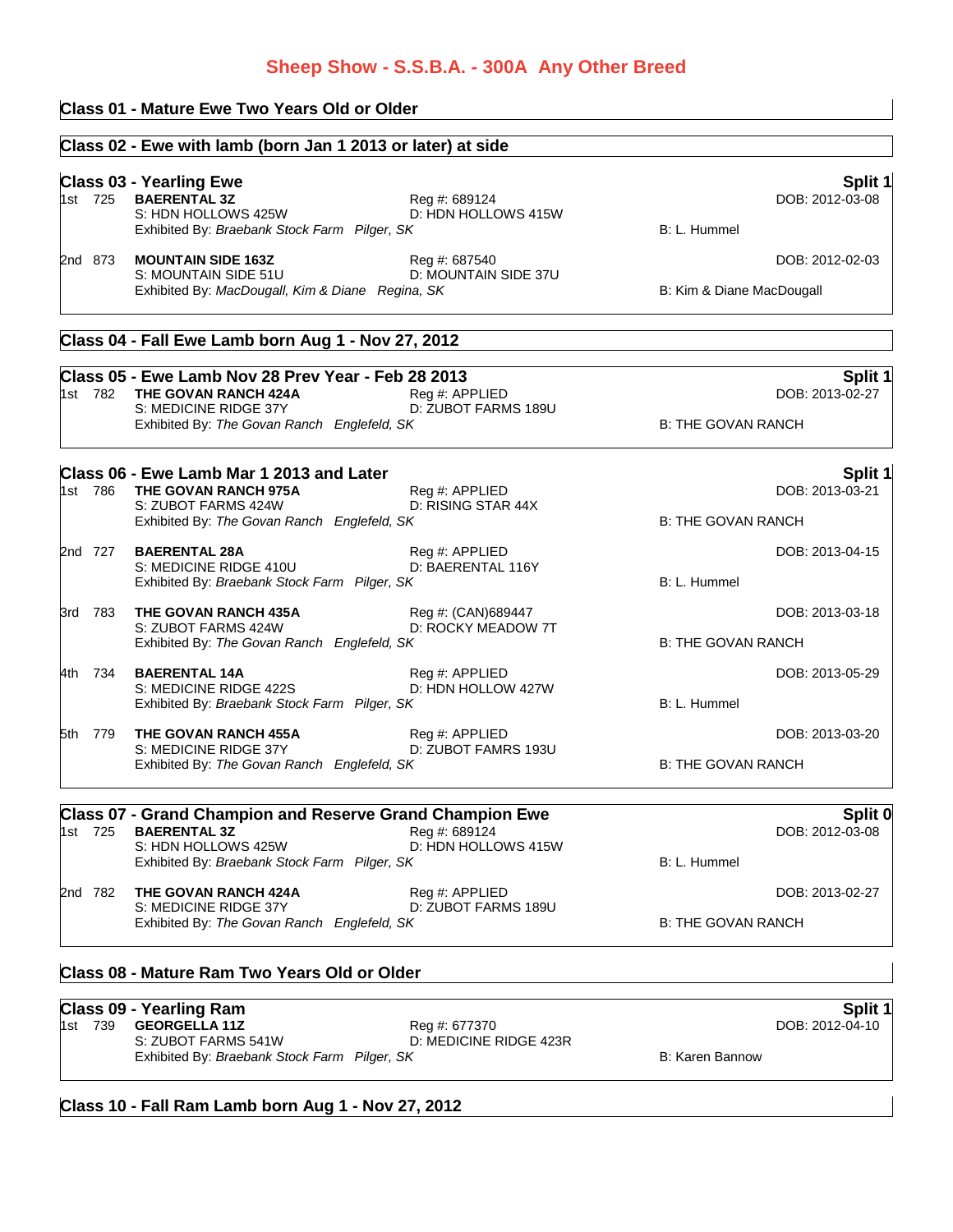# Sheep Show - S.S.B.A. - 300A Any Other Breed

## Class 01 - Mature Ewe Two Years Old or Older

## Class 02 - Ewe with lamb (born Jan 1 2013 or later) at side

## Class 03 - Yearling Ewe

**Split 1**

1st 725 **BAERENTAL 3Z** Reg #: 689124 DOB: 2012-03-08
S: HDN HOLLOWS 425W D: HDN HOLLOWS 415W
Exhibited By: *Braebank Stock Farm Pilger, SK* B: L. Hummel

2nd 873 **MOUNTAIN SIDE 163Z** Reg #: 687540 DOB: 2012-02-03
S: MOUNTAIN SIDE 51U D: MOUNTAIN SIDE 37U
Exhibited By: *MacDougall, Kim & Diane Regina, SK* B: Kim & Diane MacDougall

## Class 04 - Fall Ewe Lamb born Aug 1 - Nov 27, 2012

## Class 05 - Ewe Lamb Nov 28 Prev Year - Feb 28 2013

**Split 1**

1st 782 **THE GOVAN RANCH 424A** Reg #: APPLIED DOB: 2013-02-27
S: MEDICINE RIDGE 37Y D: ZUBOT FARMS 189U
Exhibited By: *The Govan Ranch Englefeld, SK* B: THE GOVAN RANCH

## Class 06 - Ewe Lamb Mar 1 2013 and Later

**Split 1**

1st 786 **THE GOVAN RANCH 975A** Reg #: APPLIED DOB: 2013-03-21
S: ZUBOT FARMS 424W D: RISING STAR 44X
Exhibited By: *The Govan Ranch Englefeld, SK* B: THE GOVAN RANCH

2nd 727 **BAERENTAL 28A** Reg #: APPLIED DOB: 2013-04-15
S: MEDICINE RIDGE 410U D: BAERENTAL 116Y
Exhibited By: *Braebank Stock Farm Pilger, SK* B: L. Hummel

3rd 783 **THE GOVAN RANCH 435A** Reg #: (CAN)689447 DOB: 2013-03-18
S: ZUBOT FARMS 424W D: ROCKY MEADOW 7T
Exhibited By: *The Govan Ranch Englefeld, SK* B: THE GOVAN RANCH

4th 734 **BAERENTAL 14A** Reg #: APPLIED DOB: 2013-05-29
S: MEDICINE RIDGE 422S D: HDN HOLLOW 427W
Exhibited By: *Braebank Stock Farm Pilger, SK* B: L. Hummel

5th 779 **THE GOVAN RANCH 455A** Reg #: APPLIED DOB: 2013-03-20
S: MEDICINE RIDGE 37Y D: ZUBOT FAMRS 193U
Exhibited By: *The Govan Ranch Englefeld, SK* B: THE GOVAN RANCH

## Class 07 - Grand Champion and Reserve Grand Champion Ewe

**Split 0**

1st 725 **BAERENTAL 3Z** Reg #: 689124 DOB: 2012-03-08
S: HDN HOLLOWS 425W D: HDN HOLLOWS 415W
Exhibited By: *Braebank Stock Farm Pilger, SK* B: L. Hummel

2nd 782 **THE GOVAN RANCH 424A** Reg #: APPLIED DOB: 2013-02-27
S: MEDICINE RIDGE 37Y D: ZUBOT FARMS 189U
Exhibited By: *The Govan Ranch Englefeld, SK* B: THE GOVAN RANCH

## Class 08 - Mature Ram Two Years Old or Older

## Class 09 - Yearling Ram

**Split 1**

1st 739 **GEORGELLA 11Z** Reg #: 677370 DOB: 2012-04-10
S: ZUBOT FARMS 541W D: MEDICINE RIDGE 423R
Exhibited By: *Braebank Stock Farm Pilger, SK* B: Karen Bannow

## Class 10 - Fall Ram Lamb born Aug 1 - Nov 27, 2012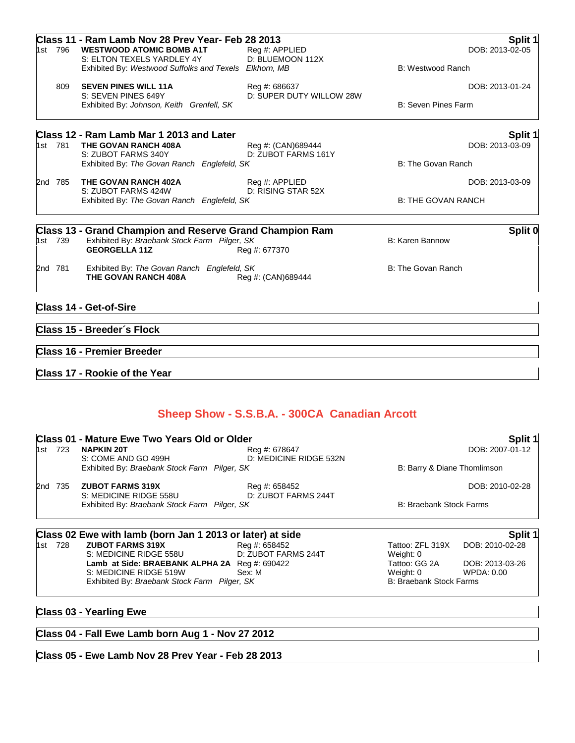### Class 11 - Ram Lamb Nov 28 Prev Year- Feb 28 2013 — Split 1

1st 796 **WESTWOOD ATOMIC BOMB A1T** Reg #: APPLIED DOB: 2013-02-05
S: ELTON TEXELS YARDLEY 4Y D: BLUEMOON 112X
Exhibited By: *Westwood Suffolks and Texels Elkhorn, MB* B: Westwood Ranch

809 **SEVEN PINES WILL 11A** Reg #: 686637 DOB: 2013-01-24
S: SEVEN PINES 649Y D: SUPER DUTY WILLOW 28W
Exhibited By: *Johnson, Keith Grenfell, SK* B: Seven Pines Farm

### Class 12 - Ram Lamb Mar 1 2013 and Later — Split 1

1st 781 **THE GOVAN RANCH 408A** Reg #: (CAN)689444 DOB: 2013-03-09
S: ZUBOT FARMS 340Y D: ZUBOT FARMS 161Y
Exhibited By: *The Govan Ranch Englefeld, SK* B: The Govan Ranch

2nd 785 **THE GOVAN RANCH 402A** Reg #: APPLIED DOB: 2013-03-09
S: ZUBOT FARMS 424W D: RISING STAR 52X
Exhibited By: *The Govan Ranch Englefeld, SK* B: THE GOVAN RANCH

### Class 13 - Grand Champion and Reserve Grand Champion Ram — Split 0

1st 739 Exhibited By: *Braebank Stock Farm Pilger, SK* B: Karen Bannow
**GEORGELLA 11Z** Reg #: 677370

2nd 781 Exhibited By: *The Govan Ranch Englefeld, SK* B: The Govan Ranch
**THE GOVAN RANCH 408A** Reg #: (CAN)689444

### Class 14 - Get-of-Sire

### Class 15 - Breeder´s Flock

### Class 16 - Premier Breeder

### Class 17 - Rookie of the Year

## Sheep Show - S.S.B.A. - 300CA Canadian Arcott

### Class 01 - Mature Ewe Two Years Old or Older — Split 1

1st 723 **NAPKIN 20T** Reg #: 678647 DOB: 2007-01-12
S: COME AND GO 499H D: MEDICINE RIDGE 532N
Exhibited By: *Braebank Stock Farm Pilger, SK* B: Barry & Diane Thomlimson

2nd 735 **ZUBOT FARMS 319X** Reg #: 658452 DOB: 2010-02-28
S: MEDICINE RIDGE 558U D: ZUBOT FARMS 244T
Exhibited By: *Braebank Stock Farm Pilger, SK* B: Braebank Stock Farms

### Class 02 Ewe with lamb (born Jan 1 2013 or later) at side — Split 1

1st 728 **ZUBOT FARMS 319X** Reg #: 658452 Tattoo: ZFL 319X DOB: 2010-02-28
S: MEDICINE RIDGE 558U D: ZUBOT FARMS 244T Weight: 0
**Lamb at Side: BRAEBANK ALPHA 2A** Reg #: 690422 Tattoo: GG 2A DOB: 2013-03-26
S: MEDICINE RIDGE 519W Sex: M Weight: 0 WPDA: 0.00
Exhibited By: *Braebank Stock Farm Pilger, SK* B: Braebank Stock Farms

### Class 03 - Yearling Ewe

### Class 04 - Fall Ewe Lamb born Aug 1 - Nov 27 2012

### Class 05 - Ewe Lamb Nov 28 Prev Year - Feb 28 2013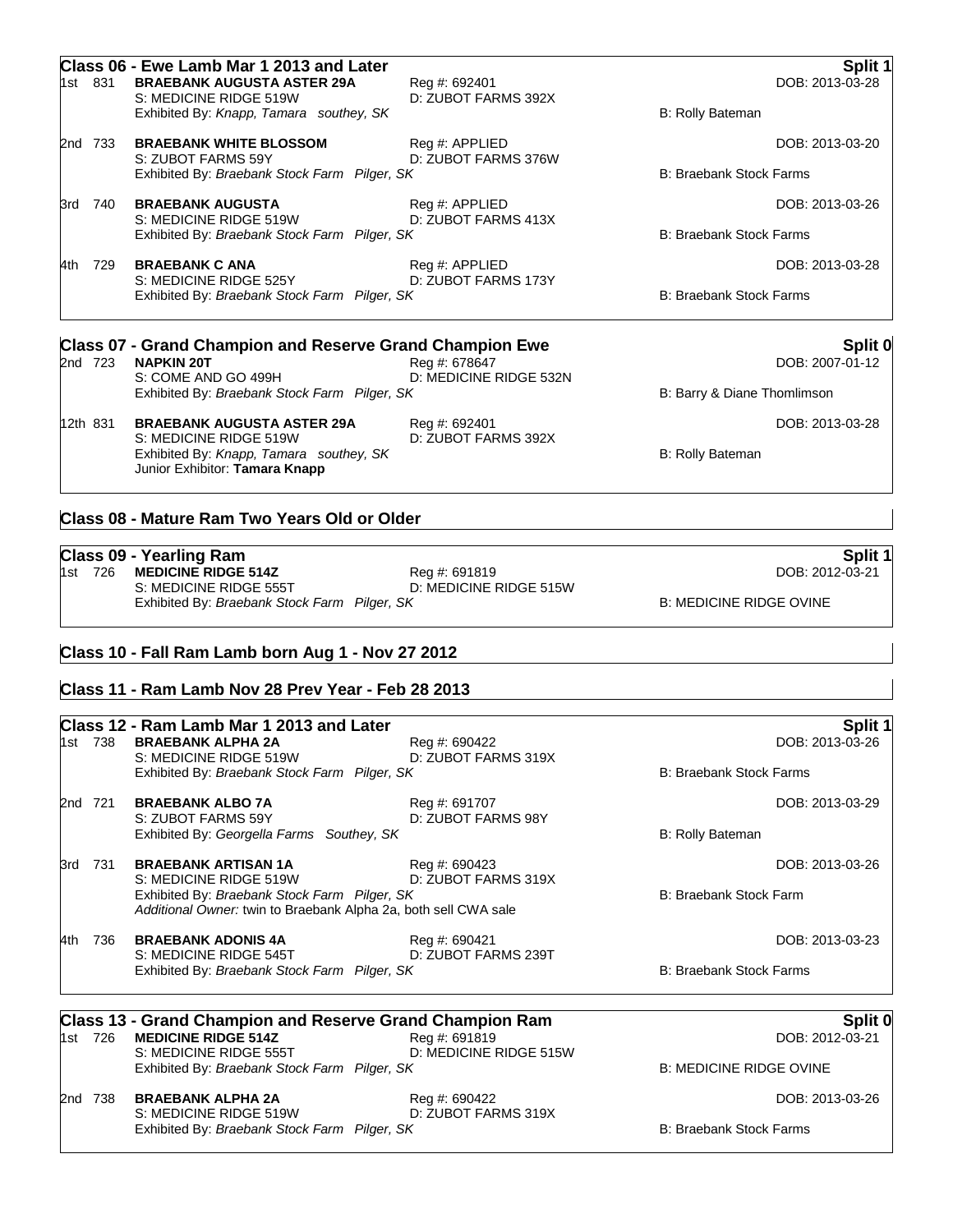## Class 06 - Ewe Lamb Mar 1 2013 and Later

**Split 1**

1st 831 **BRAEBANK AUGUSTA ASTER 29A** Reg #: 692401 DOB: 2013-03-28
S: MEDICINE RIDGE 519W D: ZUBOT FARMS 392X
Exhibited By: *Knapp, Tamara southey, SK* B: Rolly Bateman

2nd 733 **BRAEBANK WHITE BLOSSOM** Reg #: APPLIED DOB: 2013-03-20
S: ZUBOT FARMS 59Y D: ZUBOT FARMS 376W
Exhibited By: *Braebank Stock Farm Pilger, SK* B: Braebank Stock Farms

3rd 740 **BRAEBANK AUGUSTA** Reg #: APPLIED DOB: 2013-03-26
S: MEDICINE RIDGE 519W D: ZUBOT FARMS 413X
Exhibited By: *Braebank Stock Farm Pilger, SK* B: Braebank Stock Farms

4th 729 **BRAEBANK C ANA** Reg #: APPLIED DOB: 2013-03-28
S: MEDICINE RIDGE 525Y D: ZUBOT FARMS 173Y
Exhibited By: *Braebank Stock Farm Pilger, SK* B: Braebank Stock Farms

## Class 07 - Grand Champion and Reserve Grand Champion Ewe

**Split 0**

2nd 723 **NAPKIN 20T** Reg #: 678647 DOB: 2007-01-12
S: COME AND GO 499H D: MEDICINE RIDGE 532N
Exhibited By: *Braebank Stock Farm Pilger, SK* B: Barry & Diane Thomlimson

12th 831 **BRAEBANK AUGUSTA ASTER 29A** Reg #: 692401 DOB: 2013-03-28
S: MEDICINE RIDGE 519W D: ZUBOT FARMS 392X
Exhibited By: *Knapp, Tamara southey, SK* B: Rolly Bateman
Junior Exhibitor: **Tamara Knapp**

## Class 08 - Mature Ram Two Years Old or Older

## Class 09 - Yearling Ram

**Split 1**

1st 726 **MEDICINE RIDGE 514Z** Reg #: 691819 DOB: 2012-03-21
S: MEDICINE RIDGE 555T D: MEDICINE RIDGE 515W
Exhibited By: *Braebank Stock Farm Pilger, SK* B: MEDICINE RIDGE OVINE

## Class 10 - Fall Ram Lamb born Aug 1 - Nov 27 2012

## Class 11 - Ram Lamb Nov 28 Prev Year - Feb 28 2013

## Class 12 - Ram Lamb Mar 1 2013 and Later

**Split 1**

1st 738 **BRAEBANK ALPHA 2A** Reg #: 690422 DOB: 2013-03-26
S: MEDICINE RIDGE 519W D: ZUBOT FARMS 319X
Exhibited By: *Braebank Stock Farm Pilger, SK* B: Braebank Stock Farms

2nd 721 **BRAEBANK ALBO 7A** Reg #: 691707 DOB: 2013-03-29
S: ZUBOT FARMS 59Y D: ZUBOT FARMS 98Y
Exhibited By: *Georgella Farms Southey, SK* B: Rolly Bateman

3rd 731 **BRAEBANK ARTISAN 1A** Reg #: 690423 DOB: 2013-03-26
S: MEDICINE RIDGE 519W D: ZUBOT FARMS 319X
Exhibited By: *Braebank Stock Farm Pilger, SK* B: Braebank Stock Farm
*Additional Owner:* twin to Braebank Alpha 2a, both sell CWA sale

4th 736 **BRAEBANK ADONIS 4A** Reg #: 690421 DOB: 2013-03-23
S: MEDICINE RIDGE 545T D: ZUBOT FARMS 239T
Exhibited By: *Braebank Stock Farm Pilger, SK* B: Braebank Stock Farms

## Class 13 - Grand Champion and Reserve Grand Champion Ram

**Split 0**

1st 726 **MEDICINE RIDGE 514Z** Reg #: 691819 DOB: 2012-03-21
S: MEDICINE RIDGE 555T D: MEDICINE RIDGE 515W
Exhibited By: *Braebank Stock Farm Pilger, SK* B: MEDICINE RIDGE OVINE

2nd 738 **BRAEBANK ALPHA 2A** Reg #: 690422 DOB: 2013-03-26
S: MEDICINE RIDGE 519W D: ZUBOT FARMS 319X
Exhibited By: *Braebank Stock Farm Pilger, SK* B: Braebank Stock Farms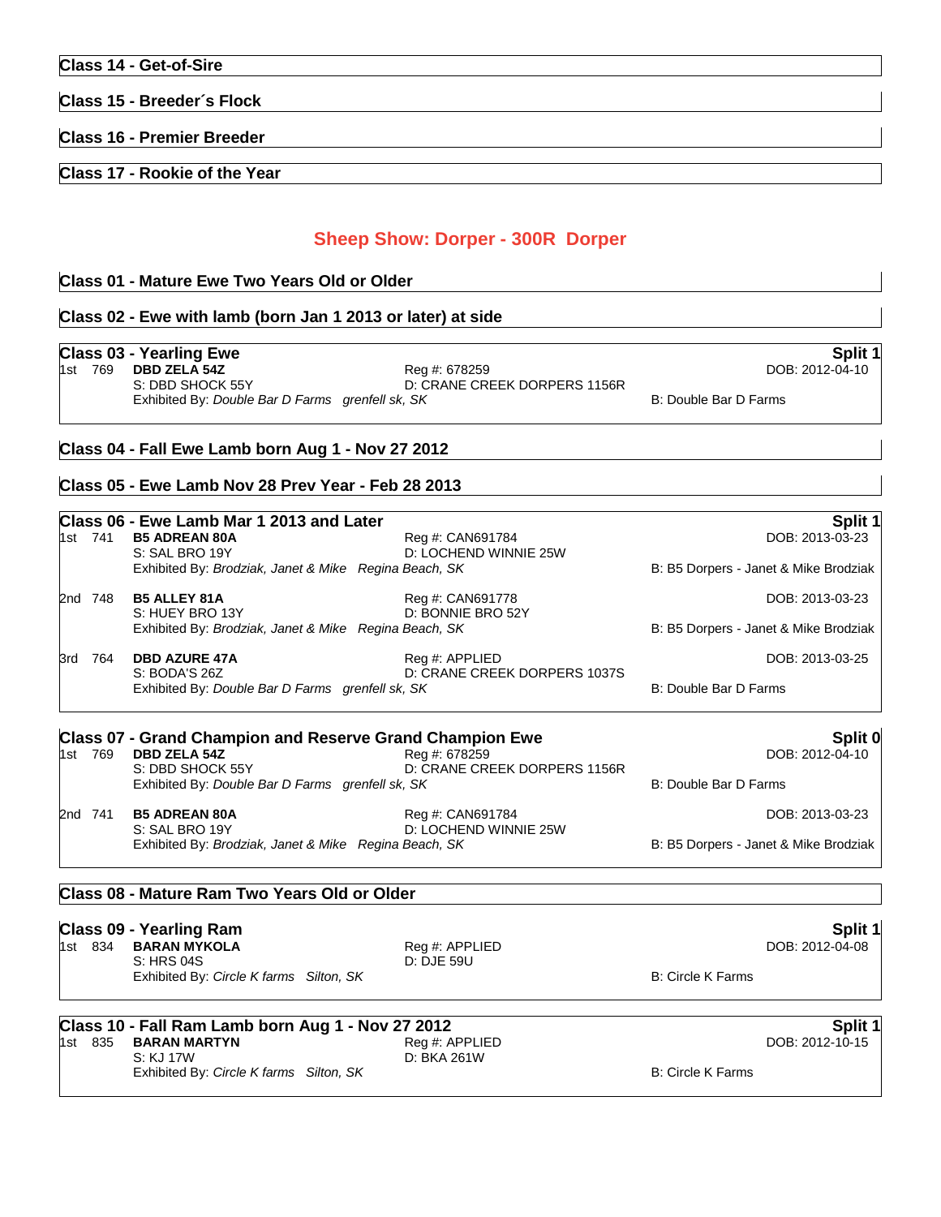### Class 14 - Get-of-Sire

### Class 15 - Breeder´s Flock

### Class 16 - Premier Breeder

### Class 17 - Rookie of the Year

## Sheep Show: Dorper - 300R Dorper

### Class 01 - Mature Ewe Two Years Old or Older

### Class 02 - Ewe with lamb (born Jan 1 2013 or later) at side

### Class 03 - Yearling Ewe

**Split 1**

1st 769 **DBD ZELA 54Z** Reg #: 678259 DOB: 2012-04-10
S: DBD SHOCK 55Y D: CRANE CREEK DORPERS 1156R
Exhibited By: *Double Bar D Farms grenfell sk, SK* B: Double Bar D Farms

### Class 04 - Fall Ewe Lamb born Aug 1 - Nov 27 2012

### Class 05 - Ewe Lamb Nov 28 Prev Year - Feb 28 2013

### Class 06 - Ewe Lamb Mar 1 2013 and Later

**Split 1**

1st 741 **B5 ADREAN 80A** Reg #: CAN691784 DOB: 2013-03-23
S: SAL BRO 19Y D: LOCHEND WINNIE 25W
Exhibited By: *Brodziak, Janet & Mike Regina Beach, SK* B: B5 Dorpers - Janet & Mike Brodziak

2nd 748 **B5 ALLEY 81A** Reg #: CAN691778 DOB: 2013-03-23
S: HUEY BRO 13Y D: BONNIE BRO 52Y
Exhibited By: *Brodziak, Janet & Mike Regina Beach, SK* B: B5 Dorpers - Janet & Mike Brodziak

3rd 764 **DBD AZURE 47A** Reg #: APPLIED DOB: 2013-03-25
S: BODA'S 26Z D: CRANE CREEK DORPERS 1037S
Exhibited By: *Double Bar D Farms grenfell sk, SK* B: Double Bar D Farms

### Class 07 - Grand Champion and Reserve Grand Champion Ewe

**Split 0**

1st 769 **DBD ZELA 54Z** Reg #: 678259 DOB: 2012-04-10
S: DBD SHOCK 55Y D: CRANE CREEK DORPERS 1156R
Exhibited By: *Double Bar D Farms grenfell sk, SK* B: Double Bar D Farms

2nd 741 **B5 ADREAN 80A** Reg #: CAN691784 DOB: 2013-03-23
S: SAL BRO 19Y D: LOCHEND WINNIE 25W
Exhibited By: *Brodziak, Janet & Mike Regina Beach, SK* B: B5 Dorpers - Janet & Mike Brodziak

### Class 08 - Mature Ram Two Years Old or Older

### Class 09 - Yearling Ram

**Split 1**

1st 834 **BARAN MYKOLA** Reg #: APPLIED DOB: 2012-04-08
S: HRS 04S D: DJE 59U
Exhibited By: *Circle K farms Silton, SK* B: Circle K Farms

### Class 10 - Fall Ram Lamb born Aug 1 - Nov 27 2012

**Split 1**

1st 835 **BARAN MARTYN** Reg #: APPLIED DOB: 2012-10-15
S: KJ 17W D: BKA 261W
Exhibited By: *Circle K farms Silton, SK* B: Circle K Farms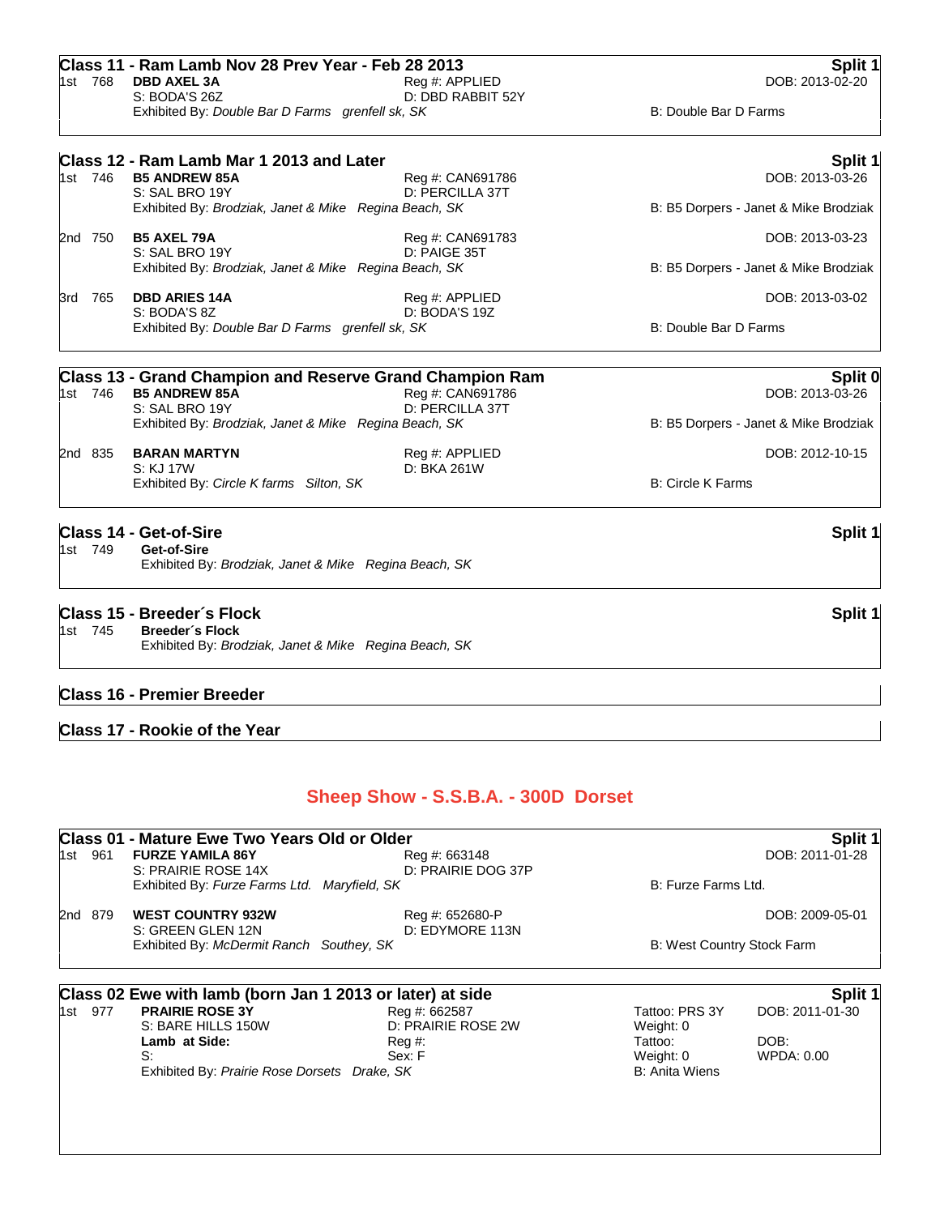### Class 11 - Ram Lamb Nov 28 Prev Year - Feb 28 2013 — Split 1

1st 768 **DBD AXEL 3A** — Reg #: APPLIED — DOB: 2013-02-20
S: BODA'S 26Z — D: DBD RABBIT 52Y
Exhibited By: *Double Bar D Farms grenfell sk, SK* — B: Double Bar D Farms

### Class 12 - Ram Lamb Mar 1 2013 and Later — Split 1

1st 746 **B5 ANDREW 85A** — Reg #: CAN691786 — DOB: 2013-03-26
S: SAL BRO 19Y — D: PERCILLA 37T
Exhibited By: *Brodziak, Janet & Mike Regina Beach, SK* — B: B5 Dorpers - Janet & Mike Brodziak

2nd 750 **B5 AXEL 79A** — Reg #: CAN691783 — DOB: 2013-03-23
S: SAL BRO 19Y — D: PAIGE 35T
Exhibited By: *Brodziak, Janet & Mike Regina Beach, SK* — B: B5 Dorpers - Janet & Mike Brodziak

3rd 765 **DBD ARIES 14A** — Reg #: APPLIED — DOB: 2013-03-02
S: BODA'S 8Z — D: BODA'S 19Z
Exhibited By: *Double Bar D Farms grenfell sk, SK* — B: Double Bar D Farms

### Class 13 - Grand Champion and Reserve Grand Champion Ram — Split 0

1st 746 **B5 ANDREW 85A** — Reg #: CAN691786 — DOB: 2013-03-26
S: SAL BRO 19Y — D: PERCILLA 37T
Exhibited By: *Brodziak, Janet & Mike Regina Beach, SK* — B: B5 Dorpers - Janet & Mike Brodziak

2nd 835 **BARAN MARTYN** — Reg #: APPLIED — DOB: 2012-10-15
S: KJ 17W — D: BKA 261W
Exhibited By: *Circle K farms Silton, SK* — B: Circle K Farms

### Class 14 - Get-of-Sire — Split 1

1st 749 **Get-of-Sire**
Exhibited By: *Brodziak, Janet & Mike Regina Beach, SK*

### Class 15 - Breeder´s Flock — Split 1

1st 745 **Breeder´s Flock**
Exhibited By: *Brodziak, Janet & Mike Regina Beach, SK*

### Class 16 - Premier Breeder

### Class 17 - Rookie of the Year

## Sheep Show - S.S.B.A. - 300D Dorset

### Class 01 - Mature Ewe Two Years Old or Older — Split 1

1st 961 **FURZE YAMILA 86Y** — Reg #: 663148 — DOB: 2011-01-28
S: PRAIRIE ROSE 14X — D: PRAIRIE DOG 37P
Exhibited By: *Furze Farms Ltd. Maryfield, SK* — B: Furze Farms Ltd.

2nd 879 **WEST COUNTRY 932W** — Reg #: 652680-P — DOB: 2009-05-01
S: GREEN GLEN 12N — D: EDYMORE 113N
Exhibited By: *McDermit Ranch Southey, SK* — B: West Country Stock Farm

### Class 02 Ewe with lamb (born Jan 1 2013 or later) at side — Split 1

1st 977 **PRAIRIE ROSE 3Y** — Reg #: 662587 — Tattoo: PRS 3Y — DOB: 2011-01-30
S: BARE HILLS 150W — D: PRAIRIE ROSE 2W — Weight: 0
**Lamb at Side:** — Reg #: — Tattoo: — DOB:
S: — Sex: F — Weight: 0 — WPDA: 0.00
Exhibited By: *Prairie Rose Dorsets Drake, SK* — B: Anita Wiens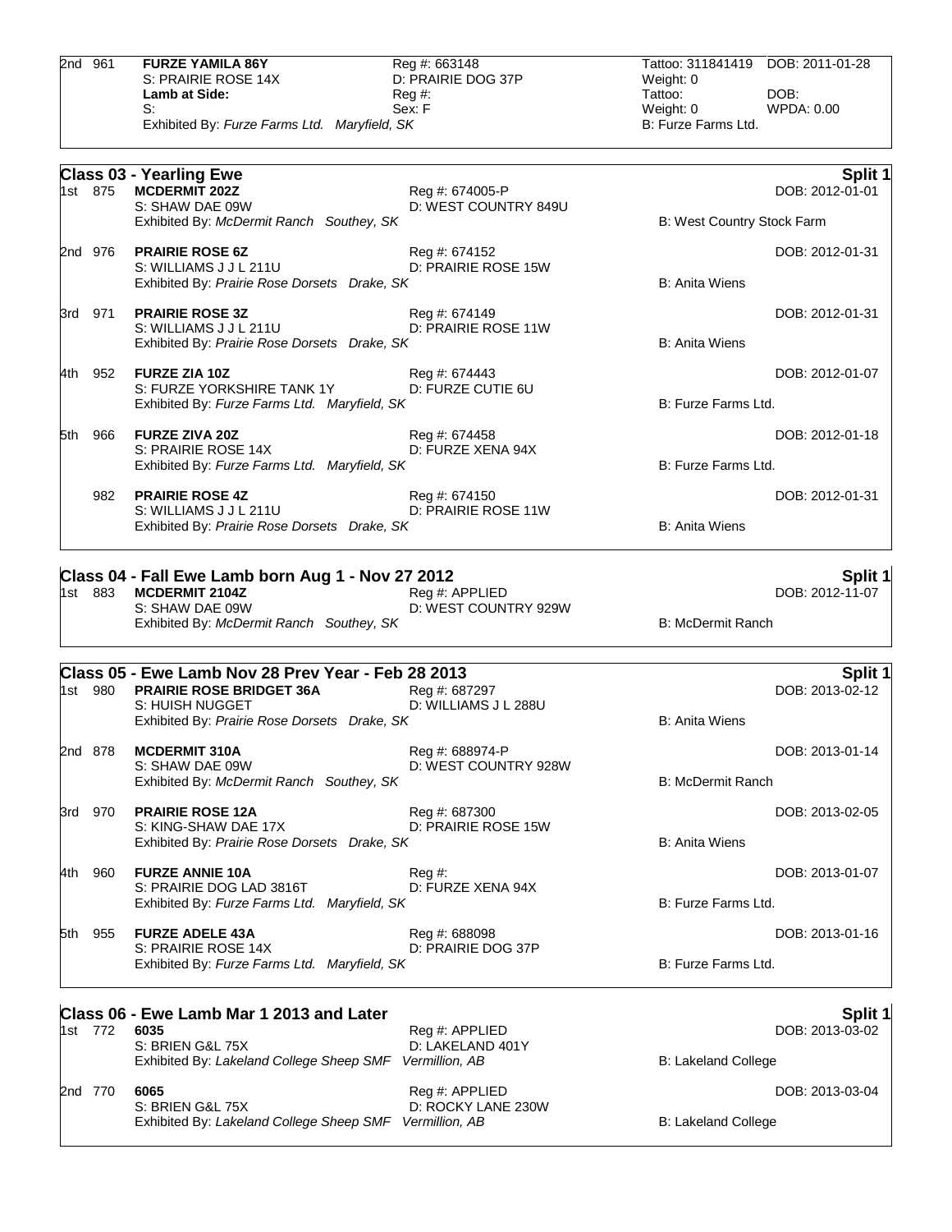| | | | | | |
|---|---|---|---|---|---|
| 2nd | 961 | **FURZE YAMILA 86Y**<br>S: PRAIRIE ROSE 14X<br>**Lamb at Side:**<br>S:<br>Exhibited By: *Furze Farms Ltd. Maryfield, SK* | Reg #: 663148<br>D: PRAIRIE DOG 37P<br>Reg #:<br>Sex: F | Tattoo: 311841419<br>Weight: 0<br>Tattoo:<br>Weight: 0<br>B: Furze Farms Ltd. | DOB: 2011-01-28<br><br>DOB:<br>WPDA: 0.00 |

## Class 03 - Yearling Ewe — Split 1

| Place | No. | Name / Sire / Exhibitor | Reg # / Dam | Breeder | DOB |
|---|---|---|---|---|---|
| 1st | 875 | **MCDERMIT 202Z**<br>S: SHAW DAE 09W<br>Exhibited By: *McDermit Ranch Southey, SK* | Reg #: 674005-P<br>D: WEST COUNTRY 849U | B: West Country Stock Farm | DOB: 2012-01-01 |
| 2nd | 976 | **PRAIRIE ROSE 6Z**<br>S: WILLIAMS J J L 211U<br>Exhibited By: *Prairie Rose Dorsets Drake, SK* | Reg #: 674152<br>D: PRAIRIE ROSE 15W | B: Anita Wiens | DOB: 2012-01-31 |
| 3rd | 971 | **PRAIRIE ROSE 3Z**<br>S: WILLIAMS J J L 211U<br>Exhibited By: *Prairie Rose Dorsets Drake, SK* | Reg #: 674149<br>D: PRAIRIE ROSE 11W | B: Anita Wiens | DOB: 2012-01-31 |
| 4th | 952 | **FURZE ZIA 10Z**<br>S: FURZE YORKSHIRE TANK 1Y<br>Exhibited By: *Furze Farms Ltd. Maryfield, SK* | Reg #: 674443<br>D: FURZE CUTIE 6U | B: Furze Farms Ltd. | DOB: 2012-01-07 |
| 5th | 966 | **FURZE ZIVA 20Z**<br>S: PRAIRIE ROSE 14X<br>Exhibited By: *Furze Farms Ltd. Maryfield, SK* | Reg #: 674458<br>D: FURZE XENA 94X | B: Furze Farms Ltd. | DOB: 2012-01-18 |
| | 982 | **PRAIRIE ROSE 4Z**<br>S: WILLIAMS J J L 211U<br>Exhibited By: *Prairie Rose Dorsets Drake, SK* | Reg #: 674150<br>D: PRAIRIE ROSE 11W | B: Anita Wiens | DOB: 2012-01-31 |

## Class 04 - Fall Ewe Lamb born Aug 1 - Nov 27 2012 — Split 1

| Place | No. | Name / Sire / Exhibitor | Reg # / Dam | Breeder | DOB |
|---|---|---|---|---|---|
| 1st | 883 | **MCDERMIT 2104Z**<br>S: SHAW DAE 09W<br>Exhibited By: *McDermit Ranch Southey, SK* | Reg #: APPLIED<br>D: WEST COUNTRY 929W | B: McDermit Ranch | DOB: 2012-11-07 |

## Class 05 - Ewe Lamb Nov 28 Prev Year - Feb 28 2013 — Split 1

| Place | No. | Name / Sire / Exhibitor | Reg # / Dam | Breeder | DOB |
|---|---|---|---|---|---|
| 1st | 980 | **PRAIRIE ROSE BRIDGET 36A**<br>S: HUISH NUGGET<br>Exhibited By: *Prairie Rose Dorsets Drake, SK* | Reg #: 687297<br>D: WILLIAMS J L 288U | B: Anita Wiens | DOB: 2013-02-12 |
| 2nd | 878 | **MCDERMIT 310A**<br>S: SHAW DAE 09W<br>Exhibited By: *McDermit Ranch Southey, SK* | Reg #: 688974-P<br>D: WEST COUNTRY 928W | B: McDermit Ranch | DOB: 2013-01-14 |
| 3rd | 970 | **PRAIRIE ROSE 12A**<br>S: KING-SHAW DAE 17X<br>Exhibited By: *Prairie Rose Dorsets Drake, SK* | Reg #: 687300<br>D: PRAIRIE ROSE 15W | B: Anita Wiens | DOB: 2013-02-05 |
| 4th | 960 | **FURZE ANNIE 10A**<br>S: PRAIRIE DOG LAD 3816T<br>Exhibited By: *Furze Farms Ltd. Maryfield, SK* | Reg #:<br>D: FURZE XENA 94X | B: Furze Farms Ltd. | DOB: 2013-01-07 |
| 5th | 955 | **FURZE ADELE 43A**<br>S: PRAIRIE ROSE 14X<br>Exhibited By: *Furze Farms Ltd. Maryfield, SK* | Reg #: 688098<br>D: PRAIRIE DOG 37P | B: Furze Farms Ltd. | DOB: 2013-01-16 |

## Class 06 - Ewe Lamb Mar 1 2013 and Later — Split 1

| Place | No. | Name / Sire / Exhibitor | Reg # / Dam | Breeder | DOB |
|---|---|---|---|---|---|
| 1st | 772 | **6035**<br>S: BRIEN G&L 75X<br>Exhibited By: *Lakeland College Sheep SMF Vermillion, AB* | Reg #: APPLIED<br>D: LAKELAND 401Y | B: Lakeland College | DOB: 2013-03-02 |
| 2nd | 770 | **6065**<br>S: BRIEN G&L 75X<br>Exhibited By: *Lakeland College Sheep SMF Vermillion, AB* | Reg #: APPLIED<br>D: ROCKY LANE 230W | B: Lakeland College | DOB: 2013-03-04 |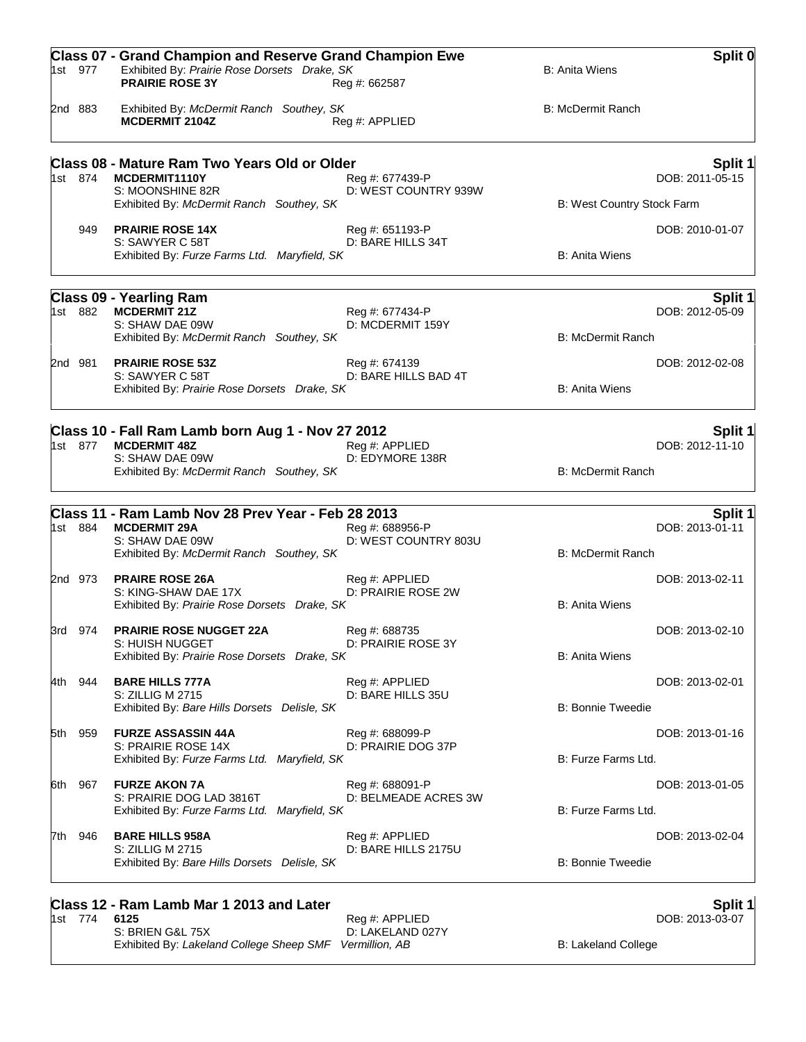## Class 07 - Grand Champion and Reserve Grand Champion Ewe

**Split 0**

1st 977 Exhibited By: *Prairie Rose Dorsets Drake, SK* B: Anita Wiens
**PRAIRIE ROSE 3Y** Reg #: 662587

2nd 883 Exhibited By: *McDermit Ranch Southey, SK* B: McDermit Ranch
**MCDERMIT 2104Z** Reg #: APPLIED

## Class 08 - Mature Ram Two Years Old or Older

**Split 1**

1st 874 **MCDERMIT1110Y** Reg #: 677439-P DOB: 2011-05-15
S: MOONSHINE 82R D: WEST COUNTRY 939W
Exhibited By: *McDermit Ranch Southey, SK* B: West Country Stock Farm

949 **PRAIRIE ROSE 14X** Reg #: 651193-P DOB: 2010-01-07
S: SAWYER C 58T D: BARE HILLS 34T
Exhibited By: *Furze Farms Ltd. Maryfield, SK* B: Anita Wiens

## Class 09 - Yearling Ram

**Split 1**

1st 882 **MCDERMIT 21Z** Reg #: 677434-P DOB: 2012-05-09
S: SHAW DAE 09W D: MCDERMIT 159Y
Exhibited By: *McDermit Ranch Southey, SK* B: McDermit Ranch

2nd 981 **PRAIRIE ROSE 53Z** Reg #: 674139 DOB: 2012-02-08
S: SAWYER C 58T D: BARE HILLS BAD 4T
Exhibited By: *Prairie Rose Dorsets Drake, SK* B: Anita Wiens

## Class 10 - Fall Ram Lamb born Aug 1 - Nov 27 2012

**Split 1**

1st 877 **MCDERMIT 48Z** Reg #: APPLIED DOB: 2012-11-10
S: SHAW DAE 09W D: EDYMORE 138R
Exhibited By: *McDermit Ranch Southey, SK* B: McDermit Ranch

## Class 11 - Ram Lamb Nov 28 Prev Year - Feb 28 2013

**Split 1**

1st 884 **MCDERMIT 29A** Reg #: 688956-P DOB: 2013-01-11
S: SHAW DAE 09W D: WEST COUNTRY 803U
Exhibited By: *McDermit Ranch Southey, SK* B: McDermit Ranch

2nd 973 **PRAIRE ROSE 26A** Reg #: APPLIED DOB: 2013-02-11
S: KING-SHAW DAE 17X D: PRAIRIE ROSE 2W
Exhibited By: *Prairie Rose Dorsets Drake, SK* B: Anita Wiens

3rd 974 **PRAIRIE ROSE NUGGET 22A** Reg #: 688735 DOB: 2013-02-10
S: HUISH NUGGET D: PRAIRIE ROSE 3Y
Exhibited By: *Prairie Rose Dorsets Drake, SK* B: Anita Wiens

4th 944 **BARE HILLS 777A** Reg #: APPLIED DOB: 2013-02-01
S: ZILLIG M 2715 D: BARE HILLS 35U
Exhibited By: *Bare Hills Dorsets Delisle, SK* B: Bonnie Tweedie

5th 959 **FURZE ASSASSIN 44A** Reg #: 688099-P DOB: 2013-01-16
S: PRAIRIE ROSE 14X D: PRAIRIE DOG 37P
Exhibited By: *Furze Farms Ltd. Maryfield, SK* B: Furze Farms Ltd.

6th 967 **FURZE AKON 7A** Reg #: 688091-P DOB: 2013-01-05
S: PRAIRIE DOG LAD 3816T D: BELMEADE ACRES 3W
Exhibited By: *Furze Farms Ltd. Maryfield, SK* B: Furze Farms Ltd.

7th 946 **BARE HILLS 958A** Reg #: APPLIED DOB: 2013-02-04
S: ZILLIG M 2715 D: BARE HILLS 2175U
Exhibited By: *Bare Hills Dorsets Delisle, SK* B: Bonnie Tweedie

## Class 12 - Ram Lamb Mar 1 2013 and Later

**Split 1**

1st 774 **6125** Reg #: APPLIED DOB: 2013-03-07
S: BRIEN G&L 75X D: LAKELAND 027Y
Exhibited By: *Lakeland College Sheep SMF Vermillion, AB* B: Lakeland College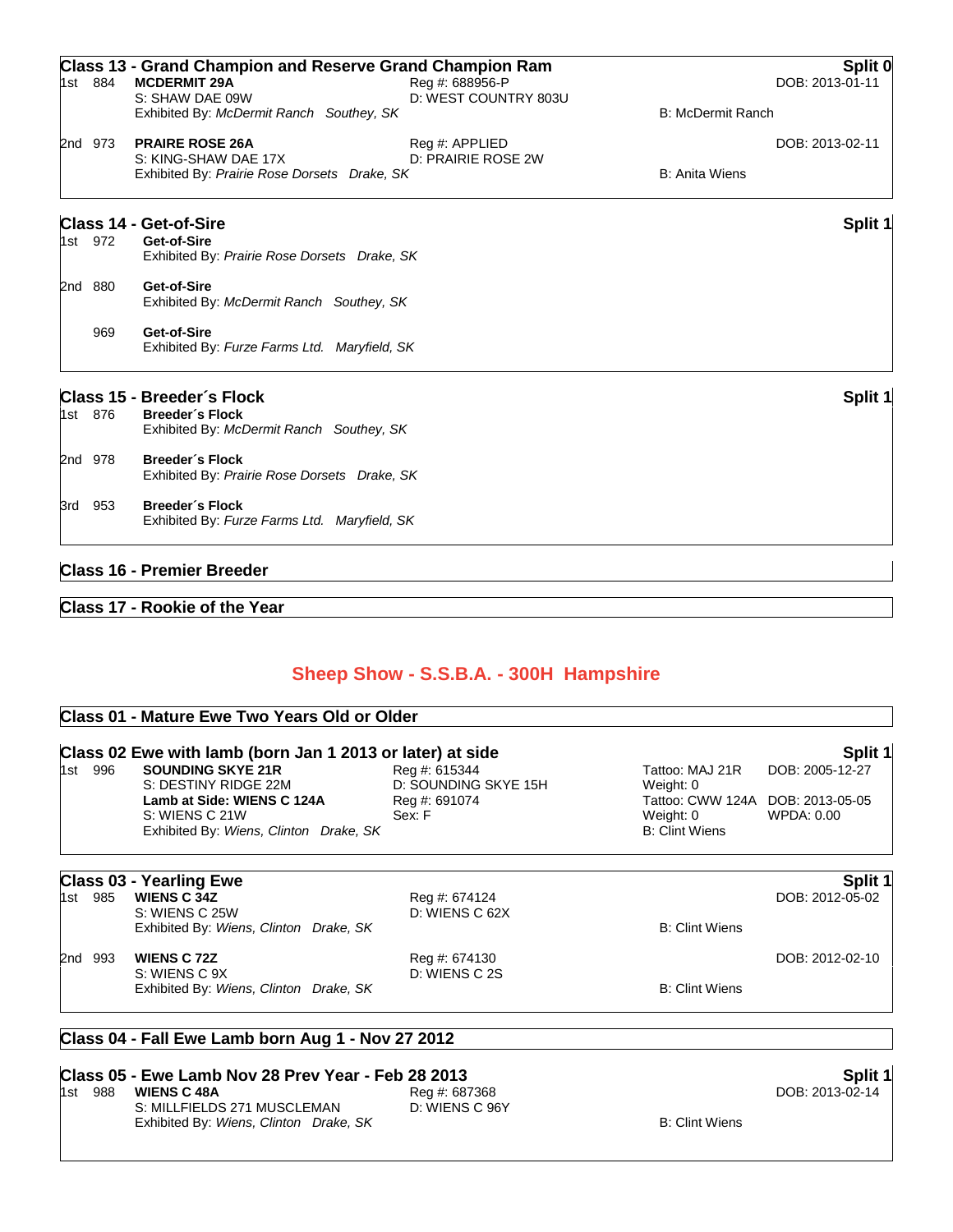### Class 13 - Grand Champion and Reserve Grand Champion Ram

**Split 0**

1st 884 **MCDERMIT 29A** Reg #: 688956-P DOB: 2013-01-11
S: SHAW DAE 09W D: WEST COUNTRY 803U
Exhibited By: *McDermit Ranch Southey, SK* B: McDermit Ranch

2nd 973 **PRAIRE ROSE 26A** Reg #: APPLIED DOB: 2013-02-11
S: KING-SHAW DAE 17X D: PRAIRIE ROSE 2W
Exhibited By: *Prairie Rose Dorsets Drake, SK* B: Anita Wiens

### Class 14 - Get-of-Sire

**Split 1**

1st 972 **Get-of-Sire**
Exhibited By: *Prairie Rose Dorsets Drake, SK*

2nd 880 **Get-of-Sire**
Exhibited By: *McDermit Ranch Southey, SK*

969 **Get-of-Sire**
Exhibited By: *Furze Farms Ltd. Maryfield, SK*

### Class 15 - Breeder´s Flock

**Split 1**

1st 876 **Breeder´s Flock**
Exhibited By: *McDermit Ranch Southey, SK*

2nd 978 **Breeder´s Flock**
Exhibited By: *Prairie Rose Dorsets Drake, SK*

3rd 953 **Breeder´s Flock**
Exhibited By: *Furze Farms Ltd. Maryfield, SK*

### Class 16 - Premier Breeder

### Class 17 - Rookie of the Year

## Sheep Show - S.S.B.A. - 300H Hampshire

### Class 01 - Mature Ewe Two Years Old or Older

### Class 02 Ewe with lamb (born Jan 1 2013 or later) at side

**Split 1**

1st 996 **SOUNDING SKYE 21R** Reg #: 615344 Tattoo: MAJ 21R DOB: 2005-12-27
S: DESTINY RIDGE 22M D: SOUNDING SKYE 15H Weight: 0
**Lamb at Side: WIENS C 124A** Reg #: 691074 Tattoo: CWW 124A DOB: 2013-05-05
S: WIENS C 21W Sex: F Weight: 0 WPDA: 0.00
Exhibited By: *Wiens, Clinton Drake, SK* B: Clint Wiens

### Class 03 - Yearling Ewe

**Split 1**

1st 985 **WIENS C 34Z** Reg #: 674124 DOB: 2012-05-02
S: WIENS C 25W D: WIENS C 62X
Exhibited By: *Wiens, Clinton Drake, SK* B: Clint Wiens

2nd 993 **WIENS C 72Z** Reg #: 674130 DOB: 2012-02-10
S: WIENS C 9X D: WIENS C 2S
Exhibited By: *Wiens, Clinton Drake, SK* B: Clint Wiens

### Class 04 - Fall Ewe Lamb born Aug 1 - Nov 27 2012

### Class 05 - Ewe Lamb Nov 28 Prev Year - Feb 28 2013

**Split 1**

1st 988 **WIENS C 48A** Reg #: 687368 DOB: 2013-02-14
S: MILLFIELDS 271 MUSCLEMAN D: WIENS C 96Y
Exhibited By: *Wiens, Clinton Drake, SK* B: Clint Wiens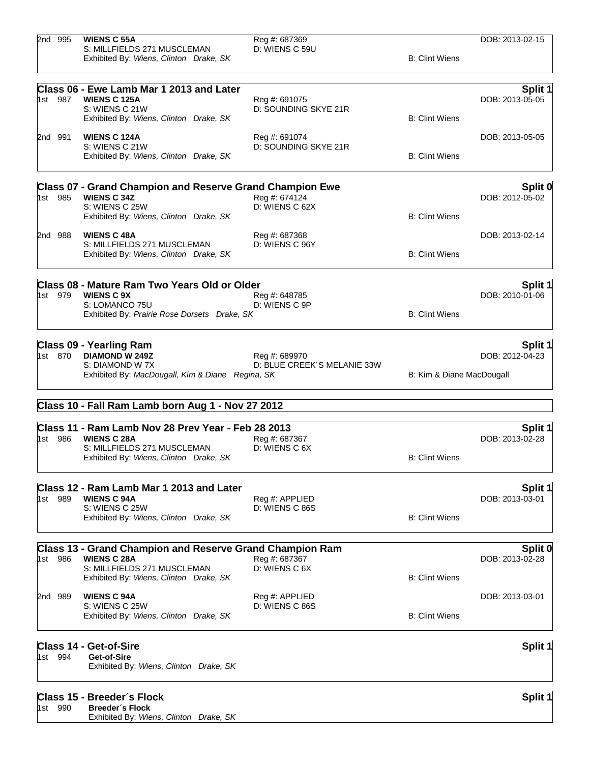2nd 995 **WIENS C 55A** Reg #: 687369 DOB: 2013-02-15
S: MILLFIELDS 271 MUSCLEMAN D: WIENS C 59U
Exhibited By: *Wiens, Clinton Drake, SK* B: Clint Wiens

## Class 06 - Ewe Lamb Mar 1 2013 and Later — Split 1

1st 987 **WIENS C 125A** Reg #: 691075 DOB: 2013-05-05
S: WIENS C 21W D: SOUNDING SKYE 21R
Exhibited By: *Wiens, Clinton Drake, SK* B: Clint Wiens

2nd 991 **WIENS C 124A** Reg #: 691074 DOB: 2013-05-05
S: WIENS C 21W D: SOUNDING SKYE 21R
Exhibited By: *Wiens, Clinton Drake, SK* B: Clint Wiens

## Class 07 - Grand Champion and Reserve Grand Champion Ewe — Split 0

1st 985 **WIENS C 34Z** Reg #: 674124 DOB: 2012-05-02
S: WIENS C 25W D: WIENS C 62X
Exhibited By: *Wiens, Clinton Drake, SK* B: Clint Wiens

2nd 988 **WIENS C 48A** Reg #: 687368 DOB: 2013-02-14
S: MILLFIELDS 271 MUSCLEMAN D: WIENS C 96Y
Exhibited By: *Wiens, Clinton Drake, SK* B: Clint Wiens

## Class 08 - Mature Ram Two Years Old or Older — Split 1

1st 979 **WIENS C 9X** Reg #: 648785 DOB: 2010-01-06
S: LOMANCO 75U D: WIENS C 9P
Exhibited By: *Prairie Rose Dorsets Drake, SK* B: Clint Wiens

## Class 09 - Yearling Ram — Split 1

1st 870 **DIAMOND W 249Z** Reg #: 689970 DOB: 2012-04-23
S: DIAMOND W 7X D: BLUE CREEK´S MELANIE 33W
Exhibited By: *MacDougall, Kim & Diane Regina, SK* B: Kim & Diane MacDougall

## Class 10 - Fall Ram Lamb born Aug 1 - Nov 27 2012

## Class 11 - Ram Lamb Nov 28 Prev Year - Feb 28 2013 — Split 1

1st 986 **WIENS C 28A** Reg #: 687367 DOB: 2013-02-28
S: MILLFIELDS 271 MUSCLEMAN D: WIENS C 6X
Exhibited By: *Wiens, Clinton Drake, SK* B: Clint Wiens

## Class 12 - Ram Lamb Mar 1 2013 and Later — Split 1

1st 989 **WIENS C 94A** Reg #: APPLIED DOB: 2013-03-01
S: WIENS C 25W D: WIENS C 86S
Exhibited By: *Wiens, Clinton Drake, SK* B: Clint Wiens

## Class 13 - Grand Champion and Reserve Grand Champion Ram — Split 0

1st 986 **WIENS C 28A** Reg #: 687367 DOB: 2013-02-28
S: MILLFIELDS 271 MUSCLEMAN D: WIENS C 6X
Exhibited By: *Wiens, Clinton Drake, SK* B: Clint Wiens

2nd 989 **WIENS C 94A** Reg #: APPLIED DOB: 2013-03-01
S: WIENS C 25W D: WIENS C 86S
Exhibited By: *Wiens, Clinton Drake, SK* B: Clint Wiens

## Class 14 - Get-of-Sire — Split 1

1st 994 **Get-of-Sire**
Exhibited By: *Wiens, Clinton Drake, SK*

## Class 15 - Breeder´s Flock — Split 1

1st 990 **Breeder´s Flock**
Exhibited By: *Wiens, Clinton Drake, SK*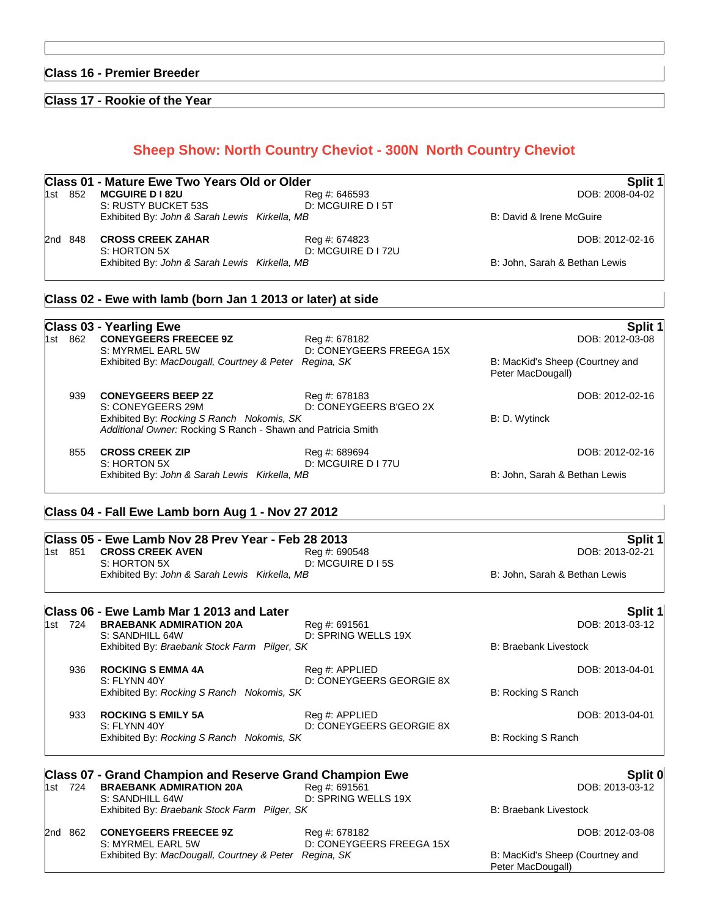## Class 16 - Premier Breeder

## Class 17 - Rookie of the Year

# Sheep Show: North Country Cheviot - 300N North Country Cheviot

### Class 01 - Mature Ewe Two Years Old or Older — Split 1

1st 852 **MCGUIRE D I 82U** — Reg #: 646593 — DOB: 2008-04-02
S: RUSTY BUCKET 53S — D: MCGUIRE D I 5T
Exhibited By: *John & Sarah Lewis Kirkella, MB* — B: David & Irene McGuire

2nd 848 **CROSS CREEK ZAHAR** — Reg #: 674823 — DOB: 2012-02-16
S: HORTON 5X — D: MCGUIRE D I 72U
Exhibited By: *John & Sarah Lewis Kirkella, MB* — B: John, Sarah & Bethan Lewis

### Class 02 - Ewe with lamb (born Jan 1 2013 or later) at side

### Class 03 - Yearling Ewe — Split 1

1st 862 **CONEYGEERS FREECEE 9Z** — Reg #: 678182 — DOB: 2012-03-08
S: MYRMEL EARL 5W — D: CONEYGEERS FREEGA 15X
Exhibited By: *MacDougall, Courtney & Peter Regina, SK* — B: MacKid's Sheep (Courtney and Peter MacDougall)

939 **CONEYGEERS BEEP 2Z** — Reg #: 678183 — DOB: 2012-02-16
S: CONEYGEERS 29M — D: CONEYGEERS B'GEO 2X
Exhibited By: *Rocking S Ranch Nokomis, SK* — B: D. Wytinck
*Additional Owner:* Rocking S Ranch - Shawn and Patricia Smith

855 **CROSS CREEK ZIP** — Reg #: 689694 — DOB: 2012-02-16
S: HORTON 5X — D: MCGUIRE D I 77U
Exhibited By: *John & Sarah Lewis Kirkella, MB* — B: John, Sarah & Bethan Lewis

### Class 04 - Fall Ewe Lamb born Aug 1 - Nov 27 2012

### Class 05 - Ewe Lamb Nov 28 Prev Year - Feb 28 2013 — Split 1

1st 851 **CROSS CREEK AVEN** — Reg #: 690548 — DOB: 2013-02-21
S: HORTON 5X — D: MCGUIRE D I 5S
Exhibited By: *John & Sarah Lewis Kirkella, MB* — B: John, Sarah & Bethan Lewis

### Class 06 - Ewe Lamb Mar 1 2013 and Later — Split 1

1st 724 **BRAEBANK ADMIRATION 20A** — Reg #: 691561 — DOB: 2013-03-12
S: SANDHILL 64W — D: SPRING WELLS 19X
Exhibited By: *Braebank Stock Farm Pilger, SK* — B: Braebank Livestock

936 **ROCKING S EMMA 4A** — Reg #: APPLIED — DOB: 2013-04-01
S: FLYNN 40Y — D: CONEYGEERS GEORGIE 8X
Exhibited By: *Rocking S Ranch Nokomis, SK* — B: Rocking S Ranch

933 **ROCKING S EMILY 5A** — Reg #: APPLIED — DOB: 2013-04-01
S: FLYNN 40Y — D: CONEYGEERS GEORGIE 8X
Exhibited By: *Rocking S Ranch Nokomis, SK* — B: Rocking S Ranch

### Class 07 - Grand Champion and Reserve Grand Champion Ewe — Split 0

1st 724 **BRAEBANK ADMIRATION 20A** — Reg #: 691561 — DOB: 2013-03-12
S: SANDHILL 64W — D: SPRING WELLS 19X
Exhibited By: *Braebank Stock Farm Pilger, SK* — B: Braebank Livestock

2nd 862 **CONEYGEERS FREECEE 9Z** — Reg #: 678182 — DOB: 2012-03-08
S: MYRMEL EARL 5W — D: CONEYGEERS FREEGA 15X
Exhibited By: *MacDougall, Courtney & Peter Regina, SK* — B: MacKid's Sheep (Courtney and Peter MacDougall)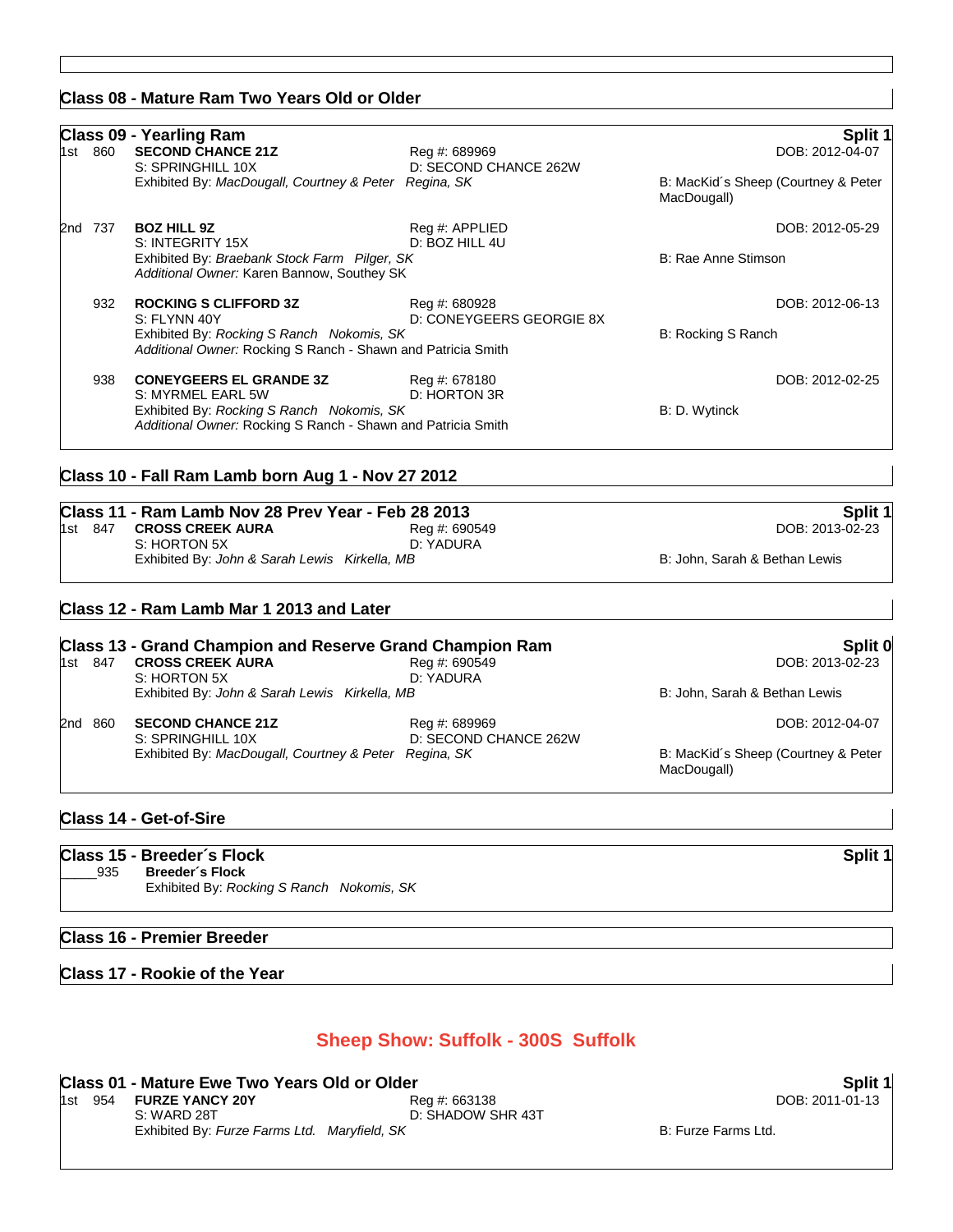## Class 08 - Mature Ram Two Years Old or Older

## Class 09 - Yearling Ram

**Split 1**

1st 860 **SECOND CHANCE 21Z** Reg #: 689969 DOB: 2012-04-07
S: SPRINGHILL 10X D: SECOND CHANCE 262W
Exhibited By: *MacDougall, Courtney & Peter Regina, SK*
B: MacKid´s Sheep (Courtney & Peter MacDougall)

2nd 737 **BOZ HILL 9Z** Reg #: APPLIED DOB: 2012-05-29
S: INTEGRITY 15X D: BOZ HILL 4U
Exhibited By: *Braebank Stock Farm Pilger, SK*
*Additional Owner:* Karen Bannow, Southey SK
B: Rae Anne Stimson

932 **ROCKING S CLIFFORD 3Z** Reg #: 680928 DOB: 2012-06-13
S: FLYNN 40Y D: CONEYGEERS GEORGIE 8X
Exhibited By: *Rocking S Ranch Nokomis, SK*
*Additional Owner:* Rocking S Ranch - Shawn and Patricia Smith
B: Rocking S Ranch

938 **CONEYGEERS EL GRANDE 3Z** Reg #: 678180 DOB: 2012-02-25
S: MYRMEL EARL 5W D: HORTON 3R
Exhibited By: *Rocking S Ranch Nokomis, SK*
*Additional Owner:* Rocking S Ranch - Shawn and Patricia Smith
B: D. Wytinck

## Class 10 - Fall Ram Lamb born Aug 1 - Nov 27 2012

## Class 11 - Ram Lamb Nov 28 Prev Year - Feb 28 2013

**Split 1**

1st 847 **CROSS CREEK AURA** Reg #: 690549 DOB: 2013-02-23
S: HORTON 5X D: YADURA
Exhibited By: *John & Sarah Lewis Kirkella, MB*
B: John, Sarah & Bethan Lewis

## Class 12 - Ram Lamb Mar 1 2013 and Later

## Class 13 - Grand Champion and Reserve Grand Champion Ram

**Split 0**

1st 847 **CROSS CREEK AURA** Reg #: 690549 DOB: 2013-02-23
S: HORTON 5X D: YADURA
Exhibited By: *John & Sarah Lewis Kirkella, MB*
B: John, Sarah & Bethan Lewis

2nd 860 **SECOND CHANCE 21Z** Reg #: 689969 DOB: 2012-04-07
S: SPRINGHILL 10X D: SECOND CHANCE 262W
Exhibited By: *MacDougall, Courtney & Peter Regina, SK*
B: MacKid´s Sheep (Courtney & Peter MacDougall)

## Class 14 - Get-of-Sire

## Class 15 - Breeder´s Flock

**Split 1**

_____935 **Breeder´s Flock**
Exhibited By: *Rocking S Ranch Nokomis, SK*

## Class 16 - Premier Breeder

## Class 17 - Rookie of the Year

# Sheep Show: Suffolk - 300S Suffolk

## Class 01 - Mature Ewe Two Years Old or Older

**Split 1**

1st 954 **FURZE YANCY 20Y** Reg #: 663138 DOB: 2011-01-13
S: WARD 28T D: SHADOW SHR 43T
Exhibited By: *Furze Farms Ltd. Maryfield, SK*
B: Furze Farms Ltd.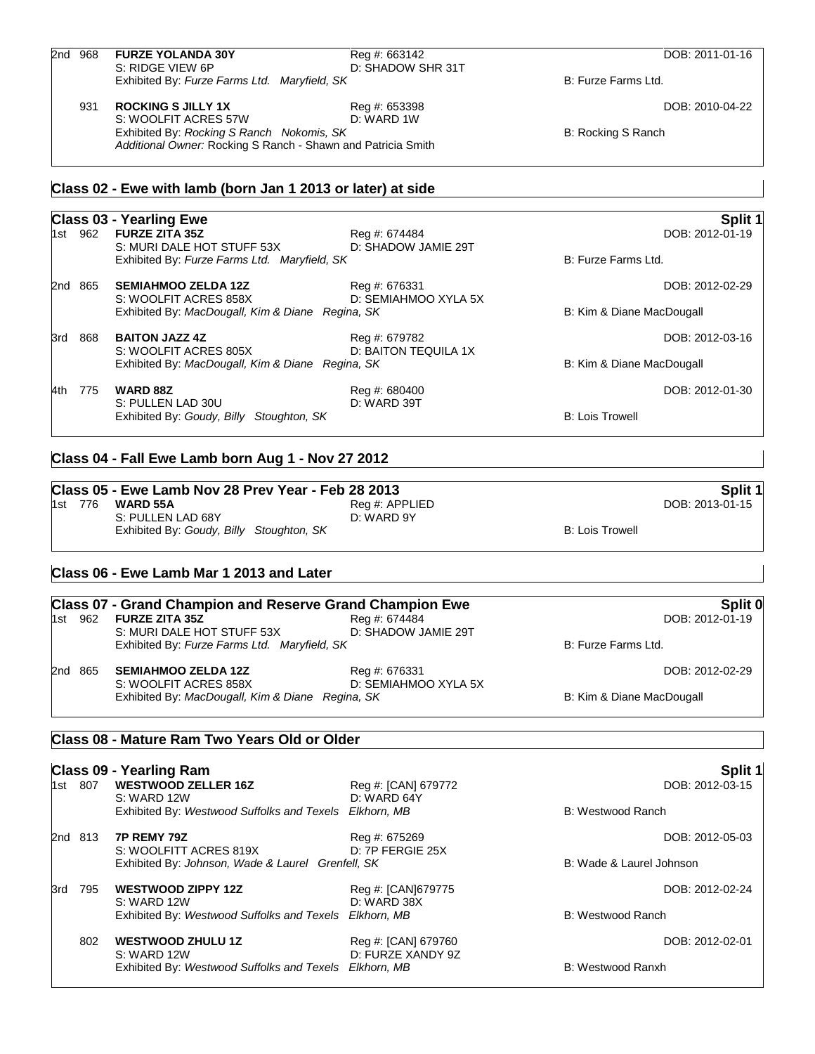2nd 968 **FURZE YOLANDA 30Y** Reg #: 663142 DOB: 2011-01-16
S: RIDGE VIEW 6P D: SHADOW SHR 31T
Exhibited By: *Furze Farms Ltd. Maryfield, SK* B: Furze Farms Ltd.

931 **ROCKING S JILLY 1X** Reg #: 653398 DOB: 2010-04-22
S: WOOLFIT ACRES 57W D: WARD 1W
Exhibited By: *Rocking S Ranch Nokomis, SK* B: Rocking S Ranch
*Additional Owner:* Rocking S Ranch - Shawn and Patricia Smith

## Class 02 - Ewe with lamb (born Jan 1 2013 or later) at side

## Class 03 - Yearling Ewe — Split 1

1st 962 **FURZE ZITA 35Z** Reg #: 674484 DOB: 2012-01-19
S: MURI DALE HOT STUFF 53X D: SHADOW JAMIE 29T
Exhibited By: *Furze Farms Ltd. Maryfield, SK* B: Furze Farms Ltd.

2nd 865 **SEMIAHMOO ZELDA 12Z** Reg #: 676331 DOB: 2012-02-29
S: WOOLFIT ACRES 858X D: SEMIAHMOO XYLA 5X
Exhibited By: *MacDougall, Kim & Diane Regina, SK* B: Kim & Diane MacDougall

3rd 868 **BAITON JAZZ 4Z** Reg #: 679782 DOB: 2012-03-16
S: WOOLFIT ACRES 805X D: BAITON TEQUILA 1X
Exhibited By: *MacDougall, Kim & Diane Regina, SK* B: Kim & Diane MacDougall

4th 775 **WARD 88Z** Reg #: 680400 DOB: 2012-01-30
S: PULLEN LAD 30U D: WARD 39T
Exhibited By: *Goudy, Billy Stoughton, SK* B: Lois Trowell

## Class 04 - Fall Ewe Lamb born Aug 1 - Nov 27 2012

## Class 05 - Ewe Lamb Nov 28 Prev Year - Feb 28 2013 — Split 1

1st 776 **WARD 55A** Reg #: APPLIED DOB: 2013-01-15
S: PULLEN LAD 68Y D: WARD 9Y
Exhibited By: *Goudy, Billy Stoughton, SK* B: Lois Trowell

## Class 06 - Ewe Lamb Mar 1 2013 and Later

## Class 07 - Grand Champion and Reserve Grand Champion Ewe — Split 0

1st 962 **FURZE ZITA 35Z** Reg #: 674484 DOB: 2012-01-19
S: MURI DALE HOT STUFF 53X D: SHADOW JAMIE 29T
Exhibited By: *Furze Farms Ltd. Maryfield, SK* B: Furze Farms Ltd.

2nd 865 **SEMIAHMOO ZELDA 12Z** Reg #: 676331 DOB: 2012-02-29
S: WOOLFIT ACRES 858X D: SEMIAHMOO XYLA 5X
Exhibited By: *MacDougall, Kim & Diane Regina, SK* B: Kim & Diane MacDougall

## Class 08 - Mature Ram Two Years Old or Older

## Class 09 - Yearling Ram — Split 1

1st 807 **WESTWOOD ZELLER 16Z** Reg #: [CAN] 679772 DOB: 2012-03-15
S: WARD 12W D: WARD 64Y
Exhibited By: *Westwood Suffolks and Texels Elkhorn, MB* B: Westwood Ranch

2nd 813 **7P REMY 79Z** Reg #: 675269 DOB: 2012-05-03
S: WOOLFITT ACRES 819X D: 7P FERGIE 25X
Exhibited By: *Johnson, Wade & Laurel Grenfell, SK* B: Wade & Laurel Johnson

3rd 795 **WESTWOOD ZIPPY 12Z** Reg #: [CAN]679775 DOB: 2012-02-24
S: WARD 12W D: WARD 38X
Exhibited By: *Westwood Suffolks and Texels Elkhorn, MB* B: Westwood Ranch

802 **WESTWOOD ZHULU 1Z** Reg #: [CAN] 679760 DOB: 2012-02-01
S: WARD 12W D: FURZE XANDY 9Z
Exhibited By: *Westwood Suffolks and Texels Elkhorn, MB* B: Westwood Ranxh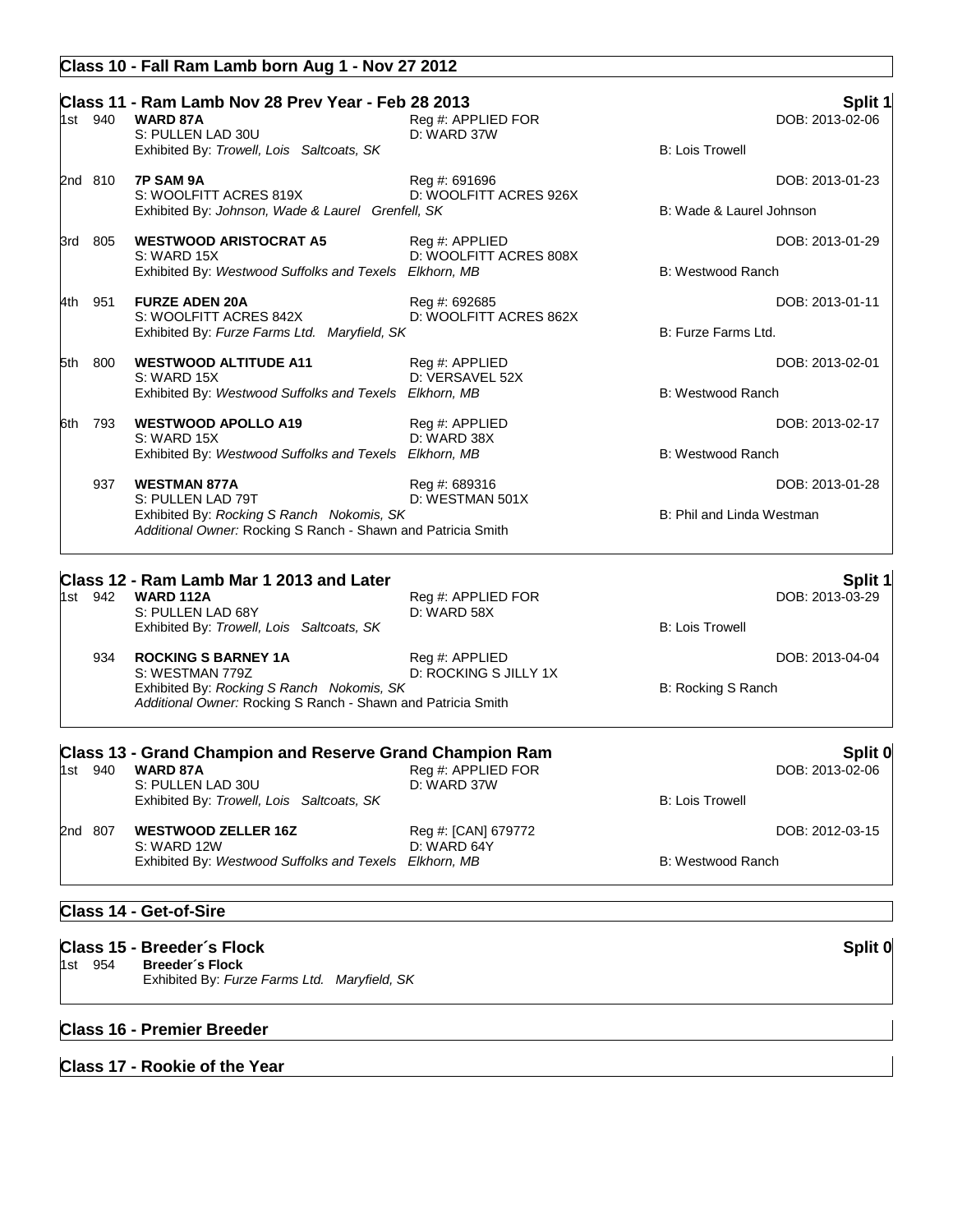## Class 10 - Fall Ram Lamb born Aug 1 - Nov 27 2012

## Class 11 - Ram Lamb Nov 28 Prev Year - Feb 28 2013

**Split 1**

1st 940 **WARD 87A** — Reg #: APPLIED FOR — DOB: 2013-02-06
S: PULLEN LAD 30U — D: WARD 37W
Exhibited By: *Trowell, Lois Saltcoats, SK* — B: Lois Trowell

2nd 810 **7P SAM 9A** — Reg #: 691696 — DOB: 2013-01-23
S: WOOLFITT ACRES 819X — D: WOOLFITT ACRES 926X
Exhibited By: *Johnson, Wade & Laurel Grenfell, SK* — B: Wade & Laurel Johnson

3rd 805 **WESTWOOD ARISTOCRAT A5** — Reg #: APPLIED — DOB: 2013-01-29
S: WARD 15X — D: WOOLFITT ACRES 808X
Exhibited By: *Westwood Suffolks and Texels Elkhorn, MB* — B: Westwood Ranch

4th 951 **FURZE ADEN 20A** — Reg #: 692685 — DOB: 2013-01-11
S: WOOLFITT ACRES 842X — D: WOOLFITT ACRES 862X
Exhibited By: *Furze Farms Ltd. Maryfield, SK* — B: Furze Farms Ltd.

5th 800 **WESTWOOD ALTITUDE A11** — Reg #: APPLIED — DOB: 2013-02-01
S: WARD 15X — D: VERSAVEL 52X
Exhibited By: *Westwood Suffolks and Texels Elkhorn, MB* — B: Westwood Ranch

6th 793 **WESTWOOD APOLLO A19** — Reg #: APPLIED — DOB: 2013-02-17
S: WARD 15X — D: WARD 38X
Exhibited By: *Westwood Suffolks and Texels Elkhorn, MB* — B: Westwood Ranch

937 **WESTMAN 877A** — Reg #: 689316 — DOB: 2013-01-28
S: PULLEN LAD 79T — D: WESTMAN 501X
Exhibited By: *Rocking S Ranch Nokomis, SK* — B: Phil and Linda Westman
*Additional Owner:* Rocking S Ranch - Shawn and Patricia Smith

## Class 12 - Ram Lamb Mar 1 2013 and Later

**Split 1**

1st 942 **WARD 112A** — Reg #: APPLIED FOR — DOB: 2013-03-29
S: PULLEN LAD 68Y — D: WARD 58X
Exhibited By: *Trowell, Lois Saltcoats, SK* — B: Lois Trowell

934 **ROCKING S BARNEY 1A** — Reg #: APPLIED — DOB: 2013-04-04
S: WESTMAN 779Z — D: ROCKING S JILLY 1X
Exhibited By: *Rocking S Ranch Nokomis, SK* — B: Rocking S Ranch
*Additional Owner:* Rocking S Ranch - Shawn and Patricia Smith

## Class 13 - Grand Champion and Reserve Grand Champion Ram

**Split 0**

1st 940 **WARD 87A** — Reg #: APPLIED FOR — DOB: 2013-02-06
S: PULLEN LAD 30U — D: WARD 37W
Exhibited By: *Trowell, Lois Saltcoats, SK* — B: Lois Trowell

2nd 807 **WESTWOOD ZELLER 16Z** — Reg #: [CAN] 679772 — DOB: 2012-03-15
S: WARD 12W — D: WARD 64Y
Exhibited By: *Westwood Suffolks and Texels Elkhorn, MB* — B: Westwood Ranch

## Class 14 - Get-of-Sire

## Class 15 - Breeder´s Flock

**Split 0**

1st 954 **Breeder´s Flock**
Exhibited By: *Furze Farms Ltd. Maryfield, SK*

## Class 16 - Premier Breeder

## Class 17 - Rookie of the Year